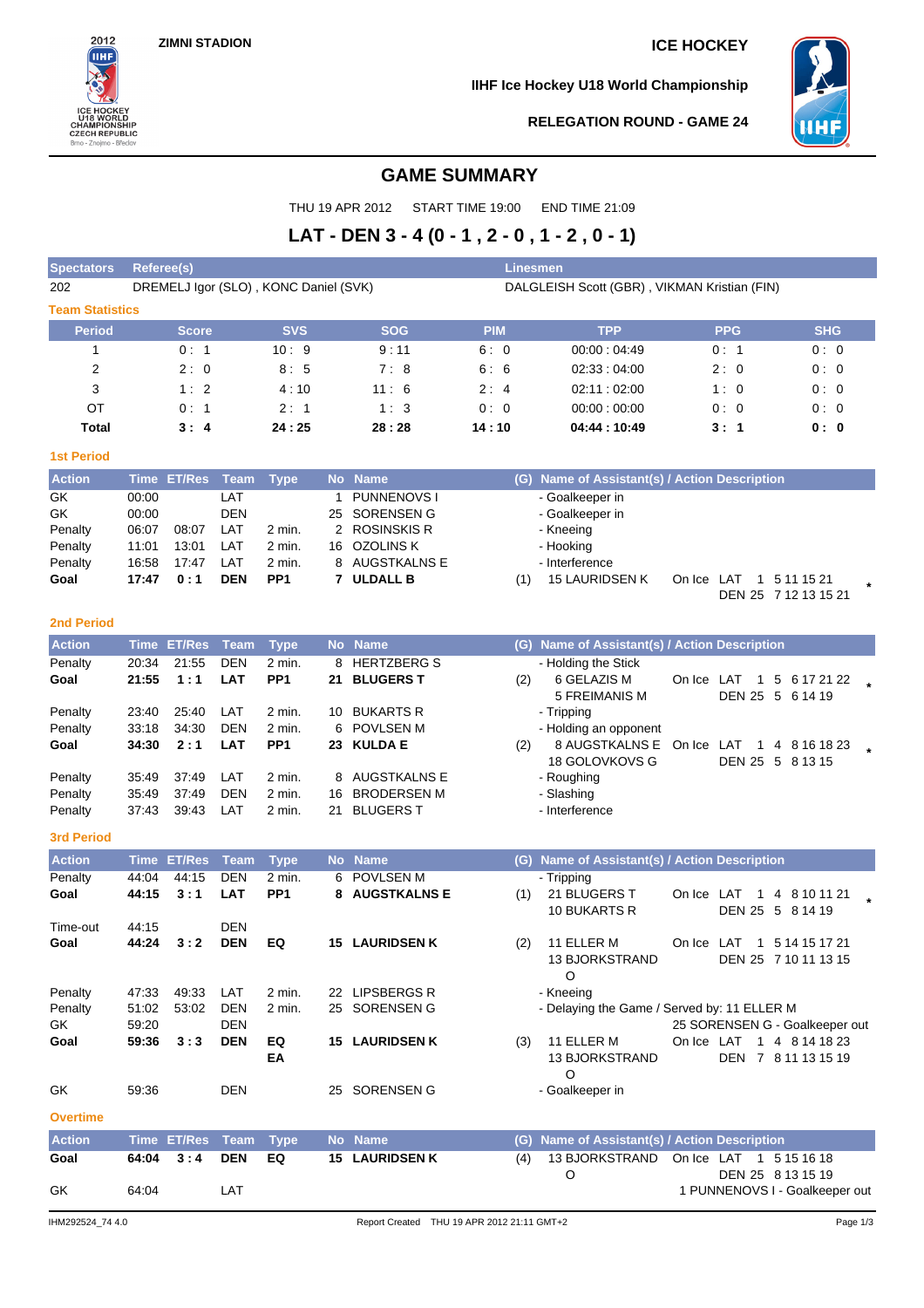ZIMNI STADION

ICE HOCKEY

IIHF Ice Hockey U18 World Championship

RELEGATION ROUND - GAME 24

# GAME SUMMARY

THU 19 APR 2012 START TIME 19:00 END TIME 21:09

## LAT - DEN 3 - 4 (0 - 1 , 2 - 0 , 1 - 2 , 0 - 1)

| Spectators | Referee(s) | Linesmen |
|---|---|---|
| 202 | DREMELJ Igor (SLO) , KONC Daniel (SVK) | DALGLEISH Scott (GBR) , VIKMAN Kristian (FIN) |

### Team Statistics

| Period | Score | SVS | SOG | PIM | TPP | PPG | SHG |
|---|---|---|---|---|---|---|---|
| 1 | 0 : 1 | 10 : 9 | 9 : 11 | 6 : 0 | 00:00 : 04:49 | 0 : 1 | 0 : 0 |
| 2 | 2 : 0 | 8 : 5 | 7 : 8 | 6 : 6 | 02:33 : 04:00 | 2 : 0 | 0 : 0 |
| 3 | 1 : 2 | 4 : 10 | 11 : 6 | 2 : 4 | 02:11 : 02:00 | 1 : 0 | 0 : 0 |
| OT | 0 : 1 | 2 : 1 | 1 : 3 | 0 : 0 | 00:00 : 00:00 | 0 : 0 | 0 : 0 |
| **Total** | **3 : 4** | **24 : 25** | **28 : 28** | **14 : 10** | **04:44 : 10:49** | **3 : 1** | **0 : 0** |

### 1st Period

| Action | Time | ET/Res | Team | Type | No | Name | (G) | Name of Assistant(s) / Action Description | On Ice |
|---|---|---|---|---|---|---|---|---|---|
| GK | 00:00 | | LAT | | 1 | PUNNENOVS I | | - Goalkeeper in | |
| GK | 00:00 | | DEN | | 25 | SORENSEN G | | - Goalkeeper in | |
| Penalty | 06:07 | 08:07 | LAT | 2 min. | 2 | ROSINSKIS R | | - Kneeing | |
| Penalty | 11:01 | 13:01 | LAT | 2 min. | 16 | OZOLINS K | | - Hooking | |
| Penalty | 16:58 | 17:47 | LAT | 2 min. | 8 | AUGSTKALNS E | | - Interference | |
| **Goal** | **17:47** | **0 : 1** | **DEN** | **PP1** | **7** | **ULDALL B** | (1) | 15 LAURIDSEN K | LAT 1 5 11 15 21 / DEN 25 7 12 13 15 21 * |

### 2nd Period

| Action | Time | ET/Res | Team | Type | No | Name | (G) | Name of Assistant(s) / Action Description | On Ice |
|---|---|---|---|---|---|---|---|---|---|
| Penalty | 20:34 | 21:55 | DEN | 2 min. | 8 | HERTZBERG S | | - Holding the Stick | |
| **Goal** | **21:55** | **1 : 1** | **LAT** | **PP1** | **21** | **BLUGERS T** | (2) | 6 GELAZIS M, 5 FREIMANIS M | LAT 1 5 6 17 21 22 / DEN 25 5 6 14 19 * |
| Penalty | 23:40 | 25:40 | LAT | 2 min. | 10 | BUKARTS R | | - Tripping | |
| Penalty | 33:18 | 34:30 | DEN | 2 min. | 6 | POVLSEN M | | - Holding an opponent | |
| **Goal** | **34:30** | **2 : 1** | **LAT** | **PP1** | **23** | **KULDA E** | (2) | 8 AUGSTKALNS E, 18 GOLOVKOVS G | LAT 1 4 8 16 18 23 / DEN 25 5 8 13 15 * |
| Penalty | 35:49 | 37:49 | LAT | 2 min. | 8 | AUGSTKALNS E | | - Roughing | |
| Penalty | 35:49 | 37:49 | DEN | 2 min. | 16 | BRODERSEN M | | - Slashing | |
| Penalty | 37:43 | 39:43 | LAT | 2 min. | 21 | BLUGERS T | | - Interference | |

### 3rd Period

| Action | Time | ET/Res | Team | Type | No | Name | (G) | Name of Assistant(s) / Action Description | On Ice |
|---|---|---|---|---|---|---|---|---|---|
| Penalty | 44:04 | 44:15 | DEN | 2 min. | 6 | POVLSEN M | | - Tripping | |
| **Goal** | **44:15** | **3 : 1** | **LAT** | **PP1** | **8** | **AUGSTKALNS E** | (1) | 21 BLUGERS T, 10 BUKARTS R | LAT 1 4 8 10 11 21 / DEN 25 5 8 14 19 * |
| Time-out | 44:15 | | DEN | | | | | | |
| **Goal** | **44:24** | **3 : 2** | **DEN** | **EQ** | **15** | **LAURIDSEN K** | (2) | 11 ELLER M, 13 BJORKSTRAND O | LAT 1 5 14 15 17 21 / DEN 25 7 10 11 13 15 |
| Penalty | 47:33 | 49:33 | LAT | 2 min. | 22 | LIPSBERGS R | | - Kneeing | |
| Penalty | 51:02 | 53:02 | DEN | 2 min. | 25 | SORENSEN G | | - Delaying the Game / Served by: 11 ELLER M | |
| GK | 59:20 | | DEN | | | | | 25 SORENSEN G - Goalkeeper out | |
| **Goal** | **59:36** | **3 : 3** | **DEN** | **EQ EA** | **15** | **LAURIDSEN K** | (3) | 11 ELLER M, 13 BJORKSTRAND O | LAT 1 4 8 14 18 23 / DEN 7 8 11 13 15 19 |
| GK | 59:36 | | DEN | | 25 | SORENSEN G | | - Goalkeeper in | |

### Overtime

| Action | Time | ET/Res | Team | Type | No | Name | (G) | Name of Assistant(s) / Action Description | On Ice |
|---|---|---|---|---|---|---|---|---|---|
| **Goal** | **64:04** | **3 : 4** | **DEN** | **EQ** | **15** | **LAURIDSEN K** | (4) | 13 BJORKSTRAND O | LAT 1 5 15 16 18 / DEN 25 8 13 15 19 |
| GK | 64:04 | | LAT | | | | | 1 PUNNENOVS I - Goalkeeper out | |

IHM292524_74 4.0 Report Created THU 19 APR 2012 21:11 GMT+2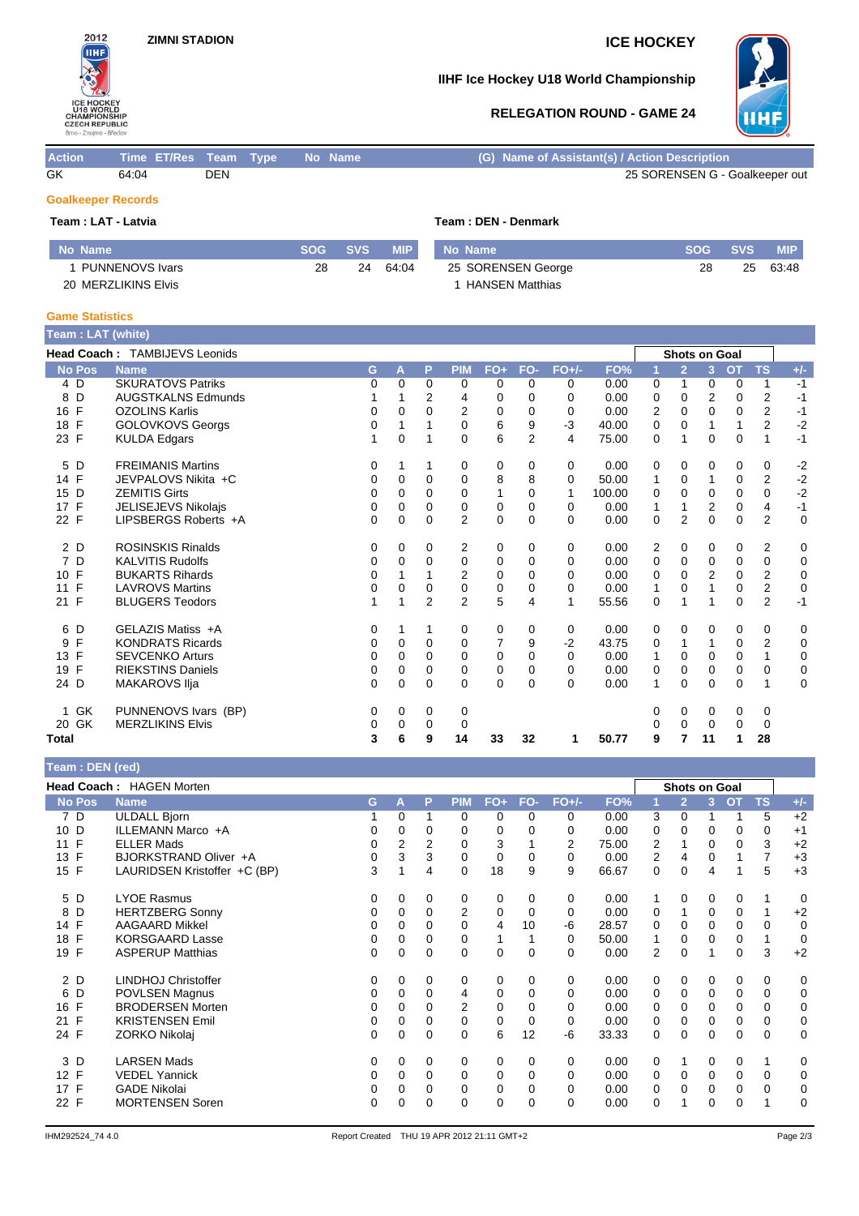**ZIMNI STADION**

**ICE HOCKEY**

**IIHF Ice Hockey U18 World Championship**

**RELEGATION ROUND - GAME 24**

| Action | Time | ET/Res | Team | Type | No | Name | (G) Name of Assistant(s) / Action Description |
|---|---|---|---|---|---|---|---|
| GK | 64:04 | | DEN | | | | 25 SORENSEN G - Goalkeeper out |

### Goalkeeper Records

**Team : LAT - Latvia**

| No | Name | SOG | SVS | MIP |
|---|---|---|---|---|
| 1 | PUNNENOVS Ivars | 28 | 24 | 64:04 |
| 20 | MERZLIKINS Elvis | | | |

**Team : DEN - Denmark**

| No | Name | SOG | SVS | MIP |
|---|---|---|---|---|
| 25 | SORENSEN George | 28 | 25 | 63:48 |
| 1 | HANSEN Matthias | | | |

### Game Statistics

**Team : LAT (white)**

**Head Coach :** TAMBIJEVS Leonids

| No | Pos | Name | G | A | P | PIM | FO+ | FO- | FO+/- | FO% | 1 | 2 | 3 | OT | TS | +/- |
|---|---|---|---|---|---|---|---|---|---|---|---|---|---|---|---|---|
| 4 | D | SKURATOVS Patriks | 0 | 0 | 0 | 0 | 0 | 0 | 0 | 0.00 | 0 | 1 | 0 | 0 | 1 | -1 |
| 8 | D | AUGSTKALNS Edmunds | 1 | 1 | 2 | 4 | 0 | 0 | 0 | 0.00 | 0 | 0 | 2 | 0 | 2 | -1 |
| 16 | F | OZOLINS Karlis | 0 | 0 | 0 | 2 | 0 | 0 | 0 | 0.00 | 2 | 0 | 0 | 0 | 2 | -1 |
| 18 | F | GOLOVKOVS Georgs | 0 | 1 | 1 | 0 | 6 | 9 | -3 | 40.00 | 0 | 0 | 1 | 1 | 2 | -2 |
| 23 | F | KULDA Edgars | 1 | 0 | 1 | 0 | 6 | 2 | 4 | 75.00 | 0 | 1 | 0 | 0 | 1 | -1 |
| 5 | D | FREIMANIS Martins | 0 | 1 | 1 | 0 | 0 | 0 | 0 | 0.00 | 0 | 0 | 0 | 0 | 0 | -2 |
| 14 | F | JEVPALOVS Nikita +C | 0 | 0 | 0 | 0 | 8 | 8 | 0 | 50.00 | 1 | 0 | 1 | 0 | 2 | -2 |
| 15 | D | ZEMITIS Girts | 0 | 0 | 0 | 0 | 1 | 0 | 1 | 100.00 | 0 | 0 | 0 | 0 | 0 | -2 |
| 17 | F | JELISEJEVS Nikolajs | 0 | 0 | 0 | 0 | 0 | 0 | 0 | 0.00 | 1 | 1 | 2 | 0 | 4 | -1 |
| 22 | F | LIPSBERGS Roberts +A | 0 | 0 | 0 | 2 | 0 | 0 | 0 | 0.00 | 0 | 2 | 0 | 0 | 2 | 0 |
| 2 | D | ROSINSKIS Rinalds | 0 | 0 | 0 | 2 | 0 | 0 | 0 | 0.00 | 2 | 0 | 0 | 0 | 2 | 0 |
| 7 | D | KALVITIS Rudolfs | 0 | 0 | 0 | 0 | 0 | 0 | 0 | 0.00 | 0 | 0 | 0 | 0 | 0 | 0 |
| 10 | F | BUKARTS Rihards | 0 | 1 | 1 | 2 | 0 | 0 | 0 | 0.00 | 0 | 0 | 2 | 0 | 2 | 0 |
| 11 | F | LAVROVS Martins | 0 | 0 | 0 | 0 | 0 | 0 | 0 | 0.00 | 1 | 0 | 1 | 0 | 2 | 0 |
| 21 | F | BLUGERS Teodors | 1 | 1 | 2 | 2 | 5 | 4 | 1 | 55.56 | 0 | 1 | 1 | 0 | 2 | -1 |
| 6 | D | GELAZIS Matiss +A | 0 | 1 | 1 | 0 | 0 | 0 | 0 | 0.00 | 0 | 0 | 0 | 0 | 0 | 0 |
| 9 | F | KONDRATS Ricards | 0 | 0 | 0 | 0 | 7 | 9 | -2 | 43.75 | 0 | 1 | 1 | 0 | 2 | 0 |
| 13 | F | SEVCENKO Arturs | 0 | 0 | 0 | 0 | 0 | 0 | 0 | 0.00 | 1 | 0 | 0 | 0 | 1 | 0 |
| 19 | F | RIEKSTINS Daniels | 0 | 0 | 0 | 0 | 0 | 0 | 0 | 0.00 | 0 | 0 | 0 | 0 | 0 | 0 |
| 24 | D | MAKAROVS Ilja | 0 | 0 | 0 | 0 | 0 | 0 | 0 | 0.00 | 1 | 0 | 0 | 0 | 1 | 0 |
| 1 | GK | PUNNENOVS Ivars (BP) | 0 | 0 | 0 | 0 | | | | | 0 | 0 | 0 | 0 | 0 | |
| 20 | GK | MERZLIKINS Elvis | 0 | 0 | 0 | 0 | | | | | 0 | 0 | 0 | 0 | 0 | |
| **Total** | | | **3** | **6** | **9** | **14** | **33** | **32** | **1** | **50.77** | **9** | **7** | **11** | **1** | **28** | |

**Team : DEN (red)**

**Head Coach :** HAGEN Morten

| No | Pos | Name | G | A | P | PIM | FO+ | FO- | FO+/- | FO% | 1 | 2 | 3 | OT | TS | +/- |
|---|---|---|---|---|---|---|---|---|---|---|---|---|---|---|---|---|
| 7 | D | ULDALL Bjorn | 1 | 0 | 1 | 0 | 0 | 0 | 0 | 0.00 | 3 | 0 | 1 | 1 | 5 | +2 |
| 10 | D | ILLEMANN Marco +A | 0 | 0 | 0 | 0 | 0 | 0 | 0 | 0.00 | 0 | 0 | 0 | 0 | 0 | +1 |
| 11 | F | ELLER Mads | 0 | 2 | 2 | 0 | 3 | 1 | 2 | 75.00 | 2 | 1 | 0 | 0 | 3 | +2 |
| 13 | F | BJORKSTRAND Oliver +A | 0 | 3 | 3 | 0 | 0 | 0 | 0 | 0.00 | 2 | 4 | 0 | 1 | 7 | +3 |
| 15 | F | LAURIDSEN Kristoffer +C (BP) | 3 | 1 | 4 | 0 | 18 | 9 | 9 | 66.67 | 0 | 0 | 4 | 1 | 5 | +3 |
| 5 | D | LYOE Rasmus | 0 | 0 | 0 | 0 | 0 | 0 | 0 | 0.00 | 1 | 0 | 0 | 0 | 1 | 0 |
| 8 | D | HERTZBERG Sonny | 0 | 0 | 0 | 2 | 0 | 0 | 0 | 0.00 | 0 | 1 | 0 | 0 | 1 | +2 |
| 14 | F | AAGAARD Mikkel | 0 | 0 | 0 | 0 | 4 | 10 | -6 | 28.57 | 0 | 0 | 0 | 0 | 0 | 0 |
| 18 | F | KORSGAARD Lasse | 0 | 0 | 0 | 0 | 1 | 1 | 0 | 50.00 | 1 | 0 | 0 | 0 | 1 | 0 |
| 19 | F | ASPERUP Matthias | 0 | 0 | 0 | 0 | 0 | 0 | 0 | 0.00 | 2 | 0 | 1 | 0 | 3 | +2 |
| 2 | D | LINDHOJ Christoffer | 0 | 0 | 0 | 0 | 0 | 0 | 0 | 0.00 | 0 | 0 | 0 | 0 | 0 | 0 |
| 6 | D | POVLSEN Magnus | 0 | 0 | 0 | 4 | 0 | 0 | 0 | 0.00 | 0 | 0 | 0 | 0 | 0 | 0 |
| 16 | F | BRODERSEN Morten | 0 | 0 | 0 | 2 | 0 | 0 | 0 | 0.00 | 0 | 0 | 0 | 0 | 0 | 0 |
| 21 | F | KRISTENSEN Emil | 0 | 0 | 0 | 0 | 0 | 0 | 0 | 0.00 | 0 | 0 | 0 | 0 | 0 | 0 |
| 24 | F | ZORKO Nikolaj | 0 | 0 | 0 | 0 | 6 | 12 | -6 | 33.33 | 0 | 0 | 0 | 0 | 0 | 0 |
| 3 | D | LARSEN Mads | 0 | 0 | 0 | 0 | 0 | 0 | 0 | 0.00 | 0 | 1 | 0 | 0 | 1 | 0 |
| 12 | F | VEDEL Yannick | 0 | 0 | 0 | 0 | 0 | 0 | 0 | 0.00 | 0 | 0 | 0 | 0 | 0 | 0 |
| 17 | F | GADE Nikolai | 0 | 0 | 0 | 0 | 0 | 0 | 0 | 0.00 | 0 | 0 | 0 | 0 | 0 | 0 |
| 22 | F | MORTENSEN Soren | 0 | 0 | 0 | 0 | 0 | 0 | 0 | 0.00 | 0 | 1 | 0 | 0 | 1 | 0 |

IHM292524_74 4.0 Report Created THU 19 APR 2012 21:11 GMT+2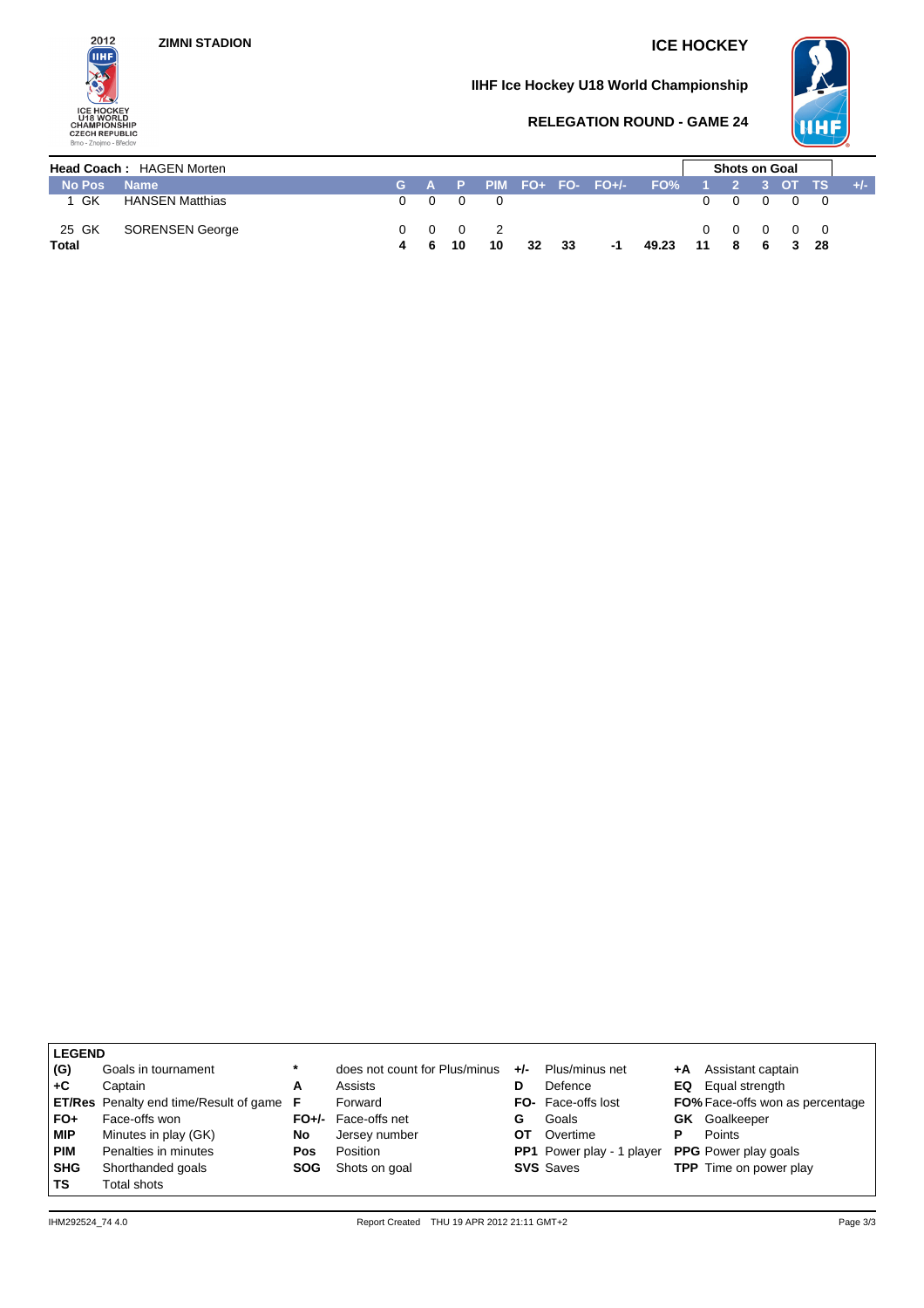**ZIMNI STADION**

**ICE HOCKEY**

**IIHF Ice Hockey U18 World Championship**

**RELEGATION ROUND - GAME 24**

**Head Coach :** HAGEN Morten

| No | Pos | Name | G | A | P | PIM | FO+ | FO- | FO+/- | FO% | Shots on Goal 1 | 2 | 3 | OT | TS | +/- |
|---|---|---|---|---|---|---|---|---|---|---|---|---|---|---|---|---|
| 1 | GK | HANSEN Matthias | 0 | 0 | 0 | 0 | | | | | 0 | 0 | 0 | 0 | 0 | |
| 25 | GK | SORENSEN George | 0 | 0 | 0 | 2 | | | | | 0 | 0 | 0 | 0 | 0 | |
| **Total** | | | **4** | **6** | **10** | **10** | **32** | **33** | **-1** | **49.23** | **11** | **8** | **6** | **3** | **28** | |

**LEGEND**

| | | | | | | | |
|---|---|---|---|---|---|---|---|
| **(G)** | Goals in tournament | ***** | does not count for Plus/minus | **+/-** | Plus/minus net | **+A** | Assistant captain |
| **+C** | Captain | **A** | Assists | **D** | Defence | **EQ** | Equal strength |
| **ET/Res** | Penalty end time/Result of game | **F** | Forward | **FO-** | Face-offs lost | **FO%** | Face-offs won as percentage |
| **FO+** | Face-offs won | **FO+/-** | Face-offs net | **G** | Goals | **GK** | Goalkeeper |
| **MIP** | Minutes in play (GK) | **No** | Jersey number | **OT** | Overtime | **P** | Points |
| **PIM** | Penalties in minutes | **Pos** | Position | **PP1** | Power play - 1 player | **PPG** | Power play goals |
| **SHG** | Shorthanded goals | **SOG** | Shots on goal | **SVS** | Saves | **TPP** | Time on power play |
| **TS** | Total shots | | | | | | |

IHM292524_74 4.0 Report Created THU 19 APR 2012 21:11 GMT+2